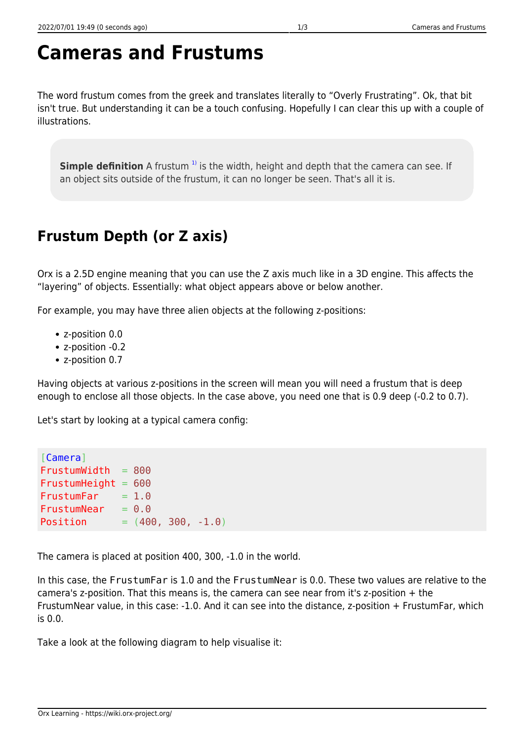# Cameras and Frustums

The word frustum comes from the greek and translates literally to “Overly Frustrating”. Ok, that bit isn't true. But understanding it can be a touch confusing. Hopefully I can clear this up with a couple of illustrations.

> **Simple definition** A frustum [1] is the width, height and depth that the camera can see. If an object sits outside of the frustum, it can no longer be seen. That's all it is.

## Frustum Depth (or Z axis)

Orx is a 2.5D engine meaning that you can use the Z axis much like in a 3D engine. This affects the “layering” of objects. Essentially: what object appears above or below another.

For example, you may have three alien objects at the following z-positions:

- z-position 0.0
- z-position -0.2
- z-position 0.7

Having objects at various z-positions in the screen will mean you will need a frustum that is deep enough to enclose all those objects. In the case above, you need one that is 0.9 deep (-0.2 to 0.7).

Let's start by looking at a typical camera config:

```
[Camera]
FrustumWidth  = 800
FrustumHeight = 600
FrustumFar    = 1.0
FrustumNear   = 0.0
Position      = (400, 300, -1.0)
```

The camera is placed at position 400, 300, -1.0 in the world.

In this case, the `FrustumFar` is 1.0 and the `FrustumNear` is 0.0. These two values are relative to the camera's z-position. That this means is, the camera can see near from it's z-position + the FrustumNear value, in this case: -1.0. And it can see into the distance, z-position + FrustumFar, which is 0.0.

Take a look at the following diagram to help visualise it: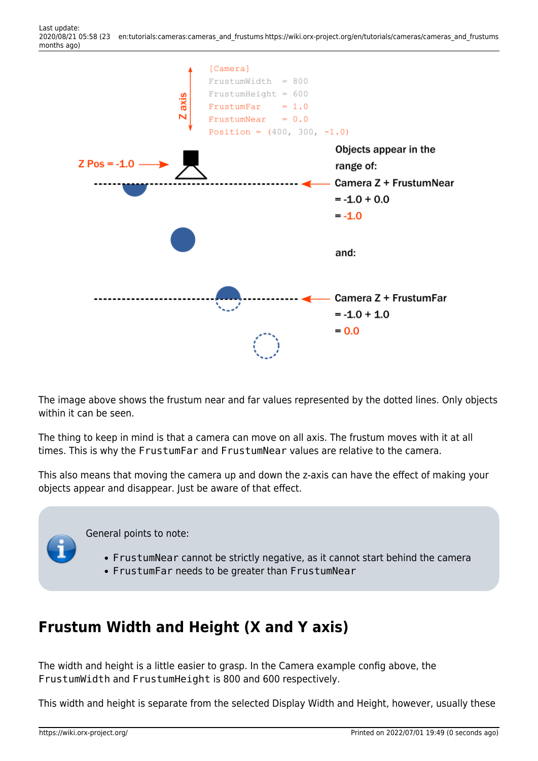The image above shows the frustum near and far values represented by the dotted lines. Only objects within it can be seen.

The thing to keep in mind is that a camera can move on all axis. The frustum moves with it at all times. This is why the `FrustumFar` and `FrustumNear` values are relative to the camera.

This also means that moving the camera up and down the z-axis can have the effect of making your objects appear and disappear. Just be aware of that effect.

General points to note:

- `FrustumNear` cannot be strictly negative, as it cannot start behind the camera
- `FrustumFar` needs to be greater than `FrustumNear`

## Frustum Width and Height (X and Y axis)

The width and height is a little easier to grasp. In the Camera example config above, the `FrustumWidth` and `FrustumHeight` is 800 and 600 respectively.

This width and height is separate from the selected Display Width and Height, however, usually these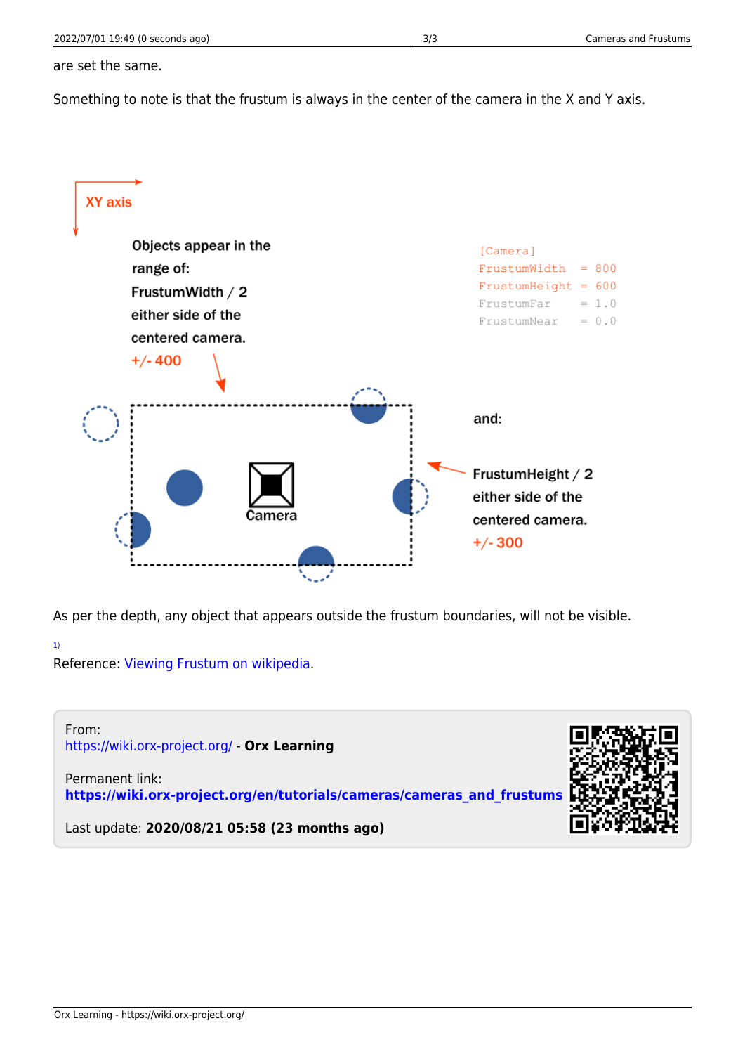are set the same.

Something to note is that the frustum is always in the center of the camera in the X and Y axis.

XY axis

Objects appear in the range of: FrustumWidth / 2 either side of the centered camera. +/- 400

```
[Camera]
FrustumWidth  = 800
FrustumHeight = 600
FrustumFar    = 1.0
FrustumNear   = 0.0
```

and:

FrustumHeight / 2 either side of the centered camera. +/- 300

Camera

As per the depth, any object that appears outside the frustum boundaries, will not be visible.

[1] Reference: Viewing Frustum on wikipedia.

From:
https://wiki.orx-project.org/ - **Orx Learning**

Permanent link:
**https://wiki.orx-project.org/en/tutorials/cameras/cameras_and_frustums**

Last update: **2020/08/21 05:58 (23 months ago)**